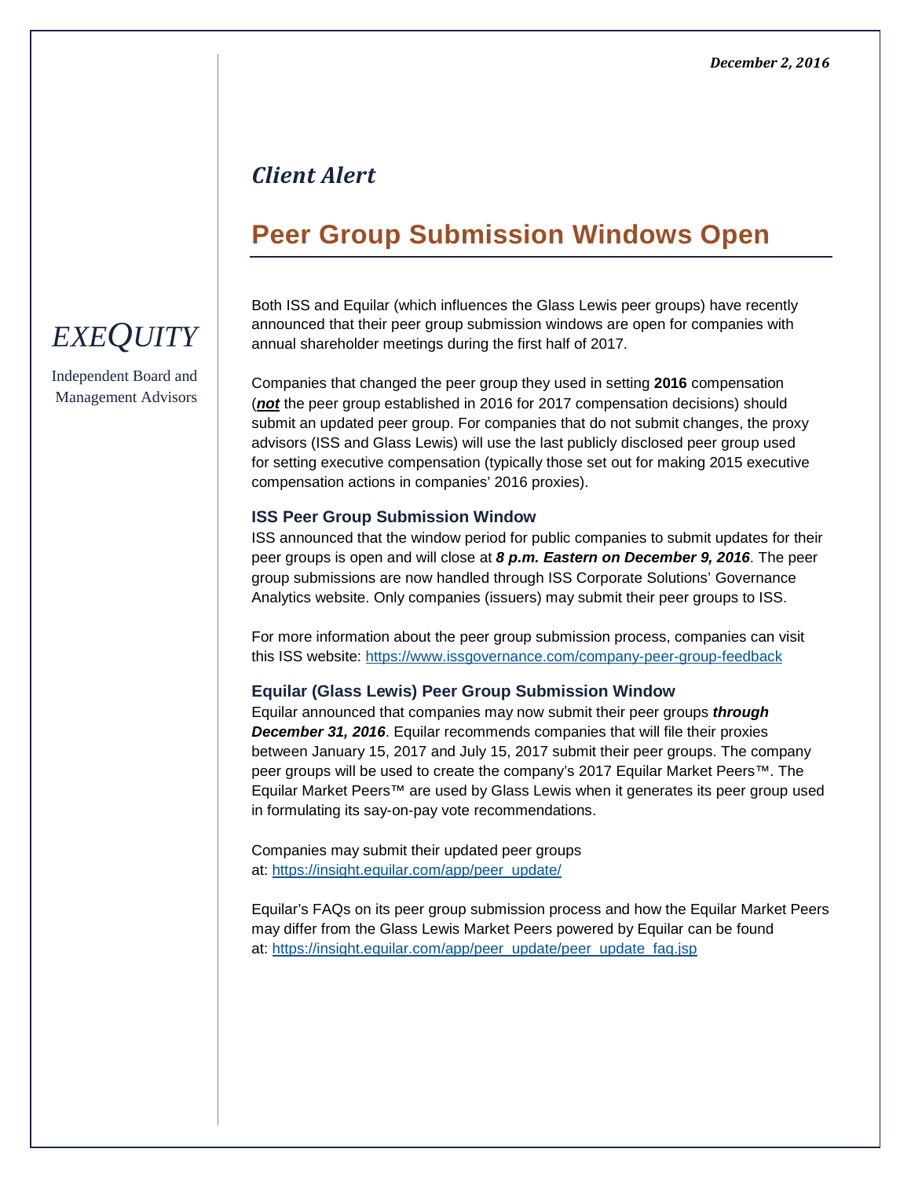*December 2, 2016*

EXEQUITY

Independent Board and Management Advisors

## *Client Alert*

# Peer Group Submission Windows Open

Both ISS and Equilar (which influences the Glass Lewis peer groups) have recently announced that their peer group submission windows are open for companies with annual shareholder meetings during the first half of 2017.

Companies that changed the peer group they used in setting **2016** compensation (***not*** the peer group established in 2016 for 2017 compensation decisions) should submit an updated peer group. For companies that do not submit changes, the proxy advisors (ISS and Glass Lewis) will use the last publicly disclosed peer group used for setting executive compensation (typically those set out for making 2015 executive compensation actions in companies' 2016 proxies).

### ISS Peer Group Submission Window

ISS announced that the window period for public companies to submit updates for their peer groups is open and will close at ***8 p.m. Eastern on December 9, 2016***. The peer group submissions are now handled through ISS Corporate Solutions' Governance Analytics website. Only companies (issuers) may submit their peer groups to ISS.

For more information about the peer group submission process, companies can visit this ISS website: https://www.issgovernance.com/company-peer-group-feedback

### Equilar (Glass Lewis) Peer Group Submission Window

Equilar announced that companies may now submit their peer groups ***through December 31, 2016***. Equilar recommends companies that will file their proxies between January 15, 2017 and July 15, 2017 submit their peer groups. The company peer groups will be used to create the company's 2017 Equilar Market Peers™. The Equilar Market Peers™ are used by Glass Lewis when it generates its peer group used in formulating its say-on-pay vote recommendations.

Companies may submit their updated peer groups at: https://insight.equilar.com/app/peer_update/

Equilar's FAQs on its peer group submission process and how the Equilar Market Peers may differ from the Glass Lewis Market Peers powered by Equilar can be found at: https://insight.equilar.com/app/peer_update/peer_update_faq.jsp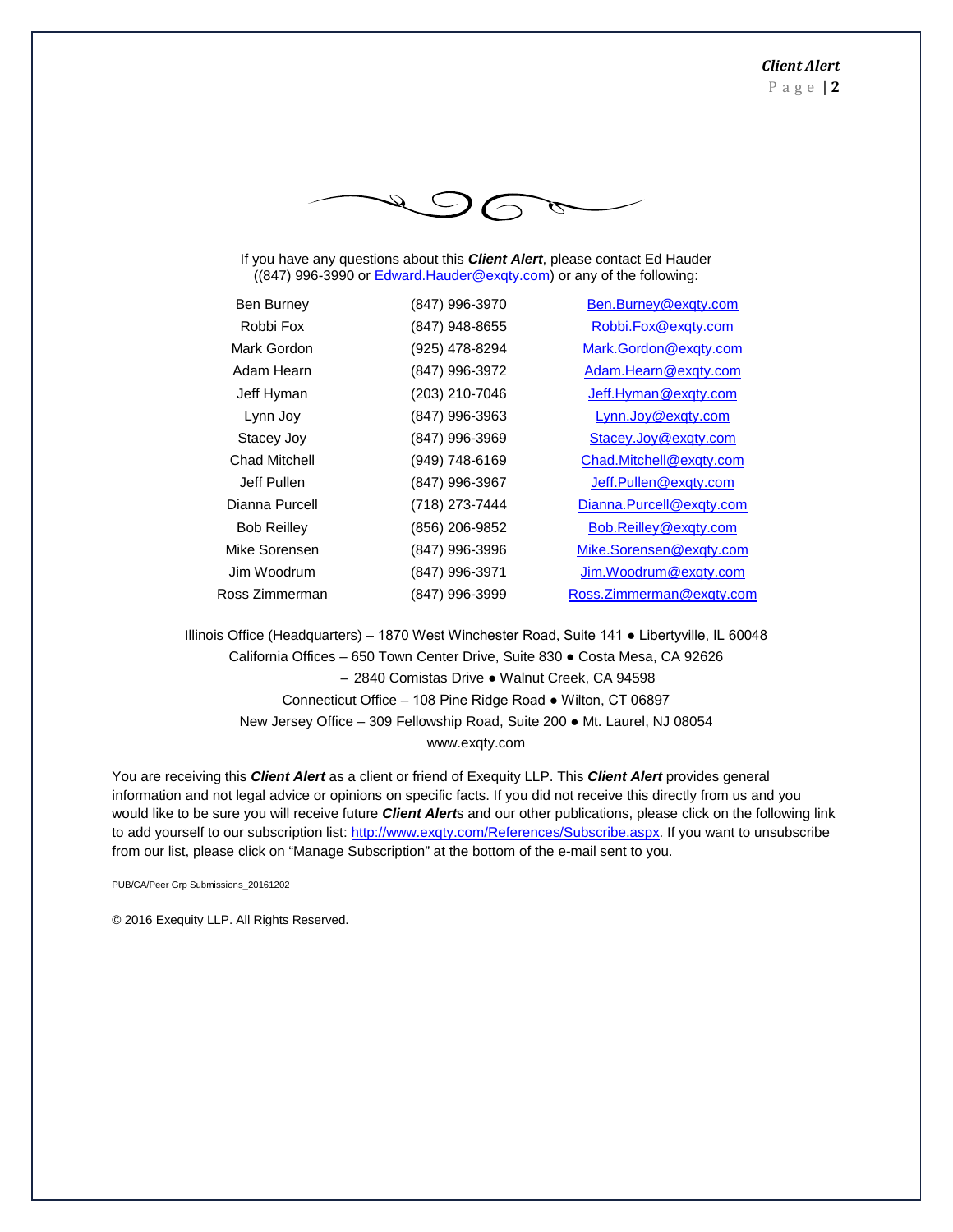If you have any questions about this ***Client Alert***, please contact Ed Hauder ((847) 996-3990 or Edward.Hauder@exqty.com) or any of the following:

| | | |
|---|---|---|
| Ben Burney | (847) 996-3970 | Ben.Burney@exqty.com |
| Robbi Fox | (847) 948-8655 | Robbi.Fox@exqty.com |
| Mark Gordon | (925) 478-8294 | Mark.Gordon@exqty.com |
| Adam Hearn | (847) 996-3972 | Adam.Hearn@exqty.com |
| Jeff Hyman | (203) 210-7046 | Jeff.Hyman@exqty.com |
| Lynn Joy | (847) 996-3963 | Lynn.Joy@exqty.com |
| Stacey Joy | (847) 996-3969 | Stacey.Joy@exqty.com |
| Chad Mitchell | (949) 748-6169 | Chad.Mitchell@exqty.com |
| Jeff Pullen | (847) 996-3967 | Jeff.Pullen@exqty.com |
| Dianna Purcell | (718) 273-7444 | Dianna.Purcell@exqty.com |
| Bob Reilley | (856) 206-9852 | Bob.Reilley@exqty.com |
| Mike Sorensen | (847) 996-3996 | Mike.Sorensen@exqty.com |
| Jim Woodrum | (847) 996-3971 | Jim.Woodrum@exqty.com |
| Ross Zimmerman | (847) 996-3999 | Ross.Zimmerman@exqty.com |

Illinois Office (Headquarters) – 1870 West Winchester Road, Suite 141 ● Libertyville, IL 60048
California Offices – 650 Town Center Drive, Suite 830 ● Costa Mesa, CA 92626
– 2840 Comistas Drive ● Walnut Creek, CA 94598
Connecticut Office – 108 Pine Ridge Road ● Wilton, CT 06897
New Jersey Office – 309 Fellowship Road, Suite 200 ● Mt. Laurel, NJ 08054
www.exqty.com

You are receiving this ***Client Alert*** as a client or friend of Exequity LLP. This ***Client Alert*** provides general information and not legal advice or opinions on specific facts. If you did not receive this directly from us and you would like to be sure you will receive future ***Client Alert***s and our other publications, please click on the following link to add yourself to our subscription list: http://www.exqty.com/References/Subscribe.aspx. If you want to unsubscribe from our list, please click on "Manage Subscription" at the bottom of the e-mail sent to you.

PUB/CA/Peer Grp Submissions_20161202

© 2016 Exequity LLP. All Rights Reserved.